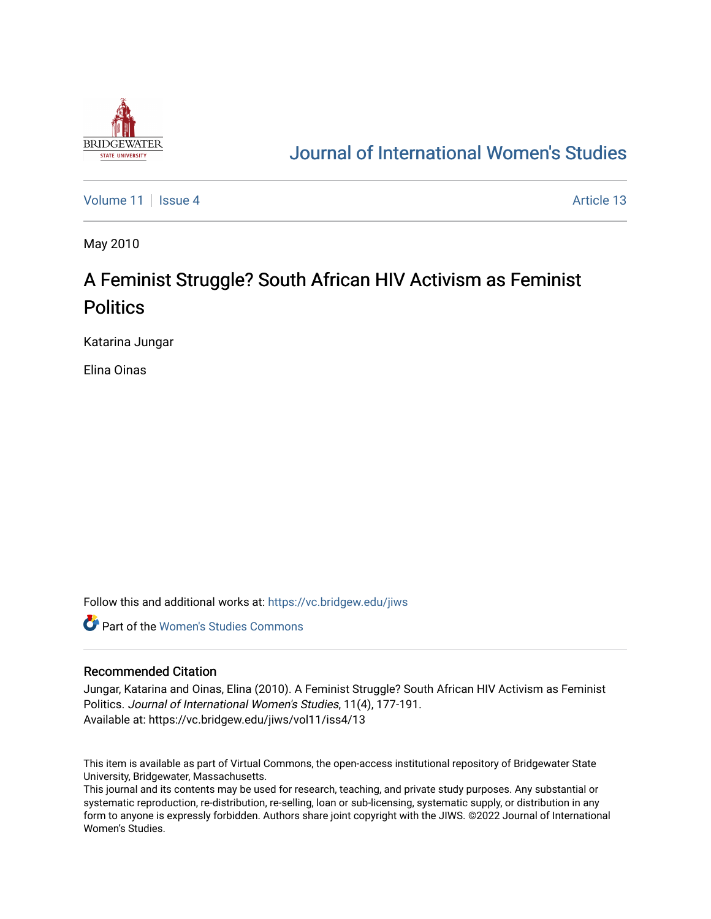# Journal of International Women's Studies

Volume 11 | Issue 4 | Article 13

May 2010

## A Feminist Struggle? South African HIV Activism as Feminist Politics

Katarina Jungar

Elina Oinas

Follow this and additional works at: https://vc.bridgew.edu/jiws

Part of the Women's Studies Commons

### Recommended Citation

Jungar, Katarina and Oinas, Elina (2010). A Feminist Struggle? South African HIV Activism as Feminist Politics. *Journal of International Women's Studies*, 11(4), 177-191.
Available at: https://vc.bridgew.edu/jiws/vol11/iss4/13

This item is available as part of Virtual Commons, the open-access institutional repository of Bridgewater State University, Bridgewater, Massachusetts.
This journal and its contents may be used for research, teaching, and private study purposes. Any substantial or systematic reproduction, re-distribution, re-selling, loan or sub-licensing, systematic supply, or distribution in any form to anyone is expressly forbidden. Authors share joint copyright with the JIWS. ©2022 Journal of International Women's Studies.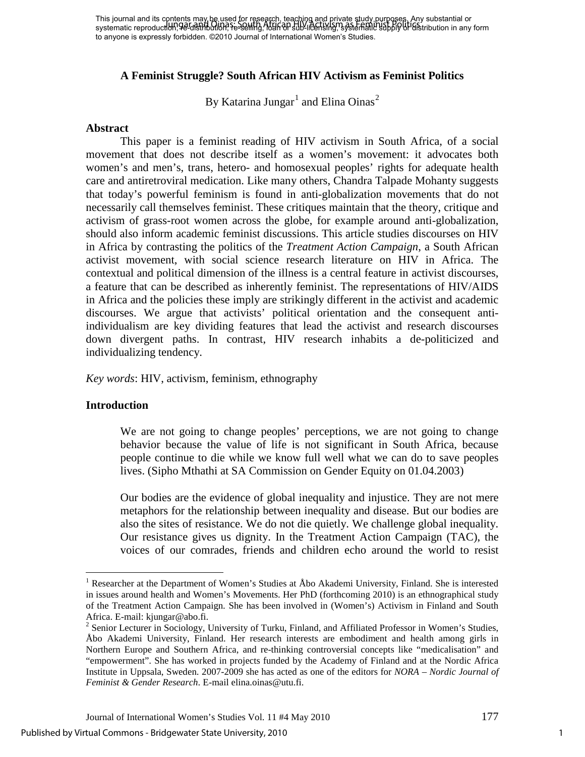# A Feminist Struggle? South African HIV Activism as Feminist Politics

By Katarina Jungar[1] and Elina Oinas[2]

## Abstract

This paper is a feminist reading of HIV activism in South Africa, of a social movement that does not describe itself as a women's movement: it advocates both women's and men's, trans, hetero- and homosexual peoples' rights for adequate health care and antiretroviral medication. Like many others, Chandra Talpade Mohanty suggests that today's powerful feminism is found in anti-globalization movements that do not necessarily call themselves feminist. These critiques maintain that the theory, critique and activism of grass-root women across the globe, for example around anti-globalization, should also inform academic feminist discussions. This article studies discourses on HIV in Africa by contrasting the politics of the *Treatment Action Campaign*, a South African activist movement, with social science research literature on HIV in Africa. The contextual and political dimension of the illness is a central feature in activist discourses, a feature that can be described as inherently feminist. The representations of HIV/AIDS in Africa and the policies these imply are strikingly different in the activist and academic discourses. We argue that activists' political orientation and the consequent anti-individualism are key dividing features that lead the activist and research discourses down divergent paths. In contrast, HIV research inhabits a de-politicized and individualizing tendency.

*Key words*: HIV, activism, feminism, ethnography

## Introduction

> We are not going to change peoples' perceptions, we are not going to change behavior because the value of life is not significant in South Africa, because people continue to die while we know full well what we can do to save peoples lives. (Sipho Mthathi at SA Commission on Gender Equity on 01.04.2003)

> Our bodies are the evidence of global inequality and injustice. They are not mere metaphors for the relationship between inequality and disease. But our bodies are also the sites of resistance. We do not die quietly. We challenge global inequality. Our resistance gives us dignity. In the Treatment Action Campaign (TAC), the voices of our comrades, friends and children echo around the world to resist

---

[1] Researcher at the Department of Women's Studies at Åbo Akademi University, Finland. She is interested in issues around health and Women's Movements. Her PhD (forthcoming 2010) is an ethnographical study of the Treatment Action Campaign. She has been involved in (Women's) Activism in Finland and South Africa. E-mail: kjungar@abo.fi.

[2] Senior Lecturer in Sociology, University of Turku, Finland, and Affiliated Professor in Women's Studies, Åbo Akademi University, Finland. Her research interests are embodiment and health among girls in Northern Europe and Southern Africa, and re-thinking controversial concepts like "medicalisation" and "empowerment". She has worked in projects funded by the Academy of Finland and at the Nordic Africa Institute in Uppsala, Sweden. 2007-2009 she has acted as one of the editors for *NORA – Nordic Journal of Feminist & Gender Research*. E-mail elina.oinas@utu.fi.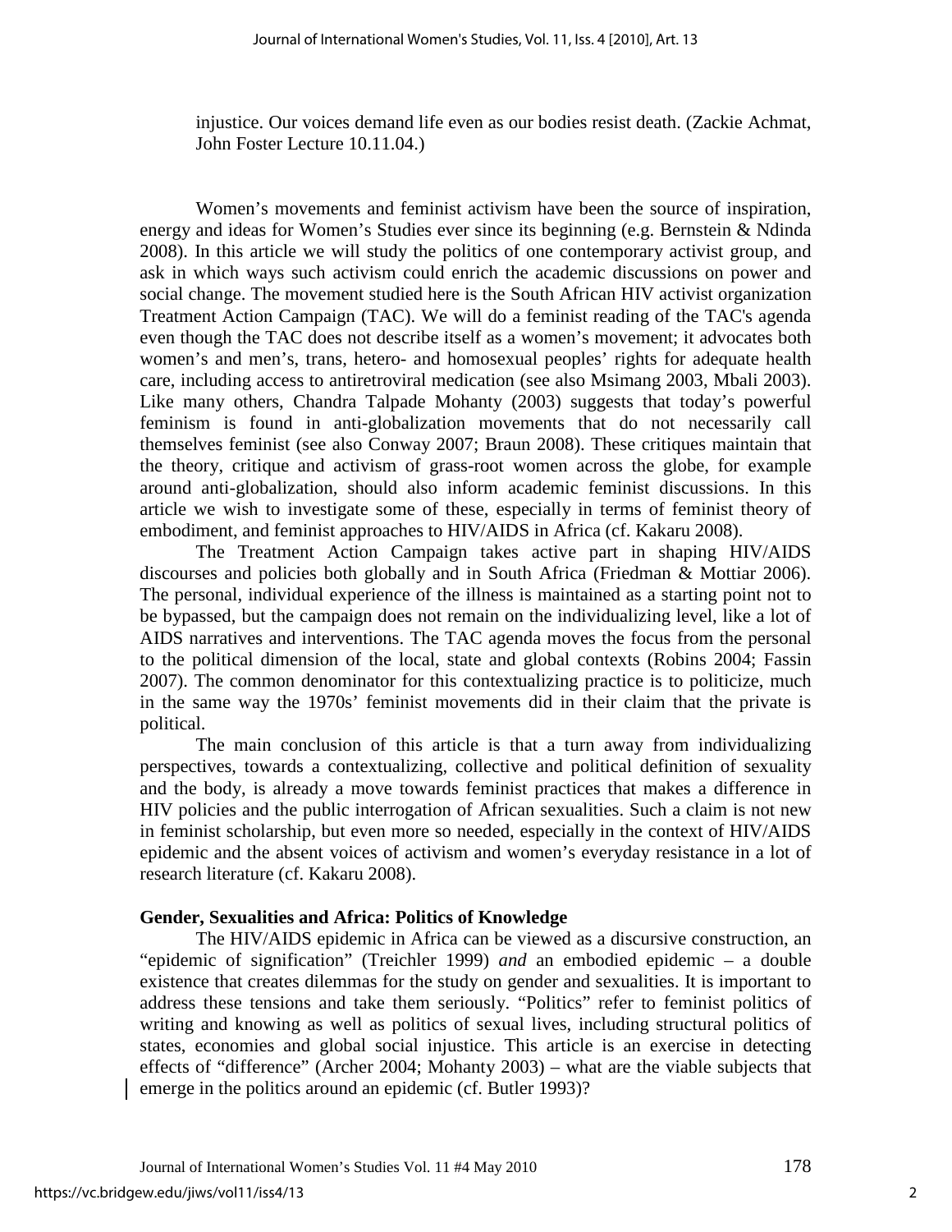> injustice. Our voices demand life even as our bodies resist death. (Zackie Achmat, John Foster Lecture 10.11.04.)

Women's movements and feminist activism have been the source of inspiration, energy and ideas for Women's Studies ever since its beginning (e.g. Bernstein & Ndinda 2008). In this article we will study the politics of one contemporary activist group, and ask in which ways such activism could enrich the academic discussions on power and social change. The movement studied here is the South African HIV activist organization Treatment Action Campaign (TAC). We will do a feminist reading of the TAC's agenda even though the TAC does not describe itself as a women's movement; it advocates both women's and men's, trans, hetero- and homosexual peoples' rights for adequate health care, including access to antiretroviral medication (see also Msimang 2003, Mbali 2003). Like many others, Chandra Talpade Mohanty (2003) suggests that today's powerful feminism is found in anti-globalization movements that do not necessarily call themselves feminist (see also Conway 2007; Braun 2008). These critiques maintain that the theory, critique and activism of grass-root women across the globe, for example around anti-globalization, should also inform academic feminist discussions. In this article we wish to investigate some of these, especially in terms of feminist theory of embodiment, and feminist approaches to HIV/AIDS in Africa (cf. Kakaru 2008).

The Treatment Action Campaign takes active part in shaping HIV/AIDS discourses and policies both globally and in South Africa (Friedman & Mottiar 2006). The personal, individual experience of the illness is maintained as a starting point not to be bypassed, but the campaign does not remain on the individualizing level, like a lot of AIDS narratives and interventions. The TAC agenda moves the focus from the personal to the political dimension of the local, state and global contexts (Robins 2004; Fassin 2007). The common denominator for this contextualizing practice is to politicize, much in the same way the 1970s' feminist movements did in their claim that the private is political.

The main conclusion of this article is that a turn away from individualizing perspectives, towards a contextualizing, collective and political definition of sexuality and the body, is already a move towards feminist practices that makes a difference in HIV policies and the public interrogation of African sexualities. Such a claim is not new in feminist scholarship, but even more so needed, especially in the context of HIV/AIDS epidemic and the absent voices of activism and women's everyday resistance in a lot of research literature (cf. Kakaru 2008).

**Gender, Sexualities and Africa: Politics of Knowledge**

The HIV/AIDS epidemic in Africa can be viewed as a discursive construction, an "epidemic of signification" (Treichler 1999) *and* an embodied epidemic – a double existence that creates dilemmas for the study on gender and sexualities. It is important to address these tensions and take them seriously. "Politics" refer to feminist politics of writing and knowing as well as politics of sexual lives, including structural politics of states, economies and global social injustice. This article is an exercise in detecting effects of "difference" (Archer 2004; Mohanty 2003) – what are the viable subjects that emerge in the politics around an epidemic (cf. Butler 1993)?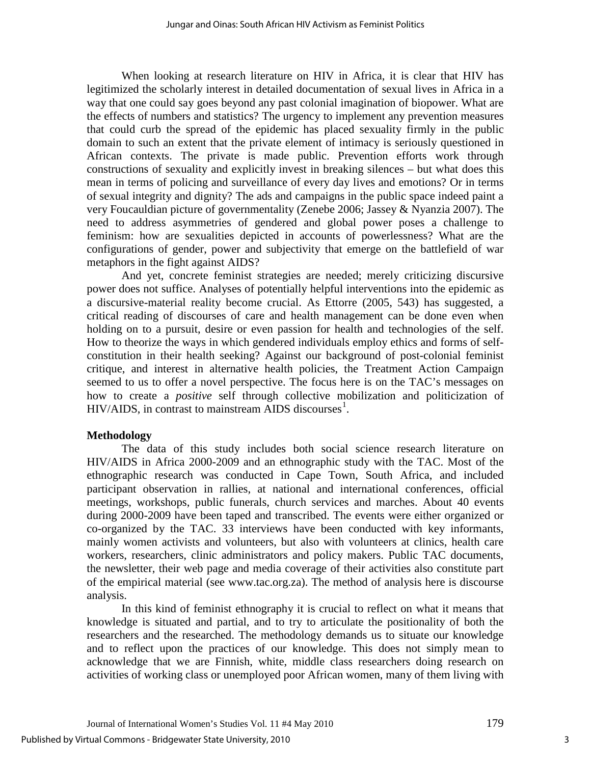When looking at research literature on HIV in Africa, it is clear that HIV has legitimized the scholarly interest in detailed documentation of sexual lives in Africa in a way that one could say goes beyond any past colonial imagination of biopower. What are the effects of numbers and statistics? The urgency to implement any prevention measures that could curb the spread of the epidemic has placed sexuality firmly in the public domain to such an extent that the private element of intimacy is seriously questioned in African contexts. The private is made public. Prevention efforts work through constructions of sexuality and explicitly invest in breaking silences – but what does this mean in terms of policing and surveillance of every day lives and emotions? Or in terms of sexual integrity and dignity? The ads and campaigns in the public space indeed paint a very Foucauldian picture of governmentality (Zenebe 2006; Jassey & Nyanzia 2007). The need to address asymmetries of gendered and global power poses a challenge to feminism: how are sexualities depicted in accounts of powerlessness? What are the configurations of gender, power and subjectivity that emerge on the battlefield of war metaphors in the fight against AIDS?

And yet, concrete feminist strategies are needed; merely criticizing discursive power does not suffice. Analyses of potentially helpful interventions into the epidemic as a discursive-material reality become crucial. As Ettorre (2005, 543) has suggested, a critical reading of discourses of care and health management can be done even when holding on to a pursuit, desire or even passion for health and technologies of the self. How to theorize the ways in which gendered individuals employ ethics and forms of self-constitution in their health seeking? Against our background of post-colonial feminist critique, and interest in alternative health policies, the Treatment Action Campaign seemed to us to offer a novel perspective. The focus here is on the TAC's messages on how to create a *positive* self through collective mobilization and politicization of HIV/AIDS, in contrast to mainstream AIDS discourses[1].

**Methodology**

The data of this study includes both social science research literature on HIV/AIDS in Africa 2000-2009 and an ethnographic study with the TAC. Most of the ethnographic research was conducted in Cape Town, South Africa, and included participant observation in rallies, at national and international conferences, official meetings, workshops, public funerals, church services and marches. About 40 events during 2000-2009 have been taped and transcribed. The events were either organized or co-organized by the TAC. 33 interviews have been conducted with key informants, mainly women activists and volunteers, but also with volunteers at clinics, health care workers, researchers, clinic administrators and policy makers. Public TAC documents, the newsletter, their web page and media coverage of their activities also constitute part of the empirical material (see www.tac.org.za). The method of analysis here is discourse analysis.

In this kind of feminist ethnography it is crucial to reflect on what it means that knowledge is situated and partial, and to try to articulate the positionality of both the researchers and the researched. The methodology demands us to situate our knowledge and to reflect upon the practices of our knowledge. This does not simply mean to acknowledge that we are Finnish, white, middle class researchers doing research on activities of working class or unemployed poor African women, many of them living with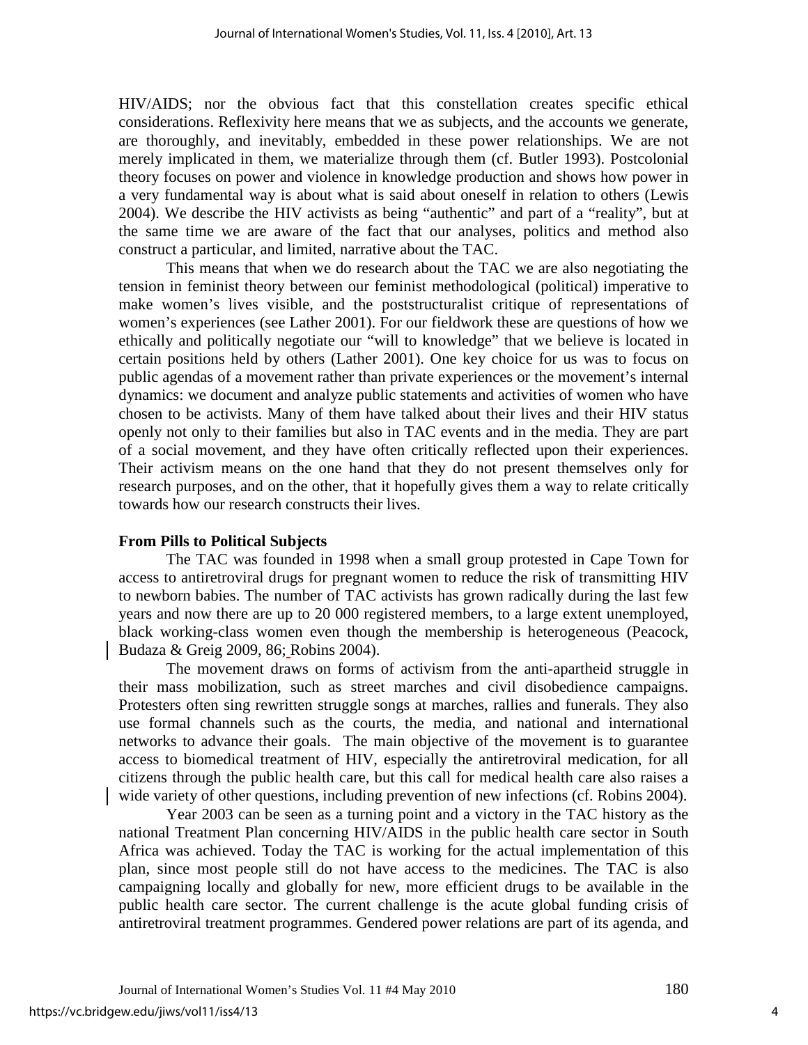HIV/AIDS; nor the obvious fact that this constellation creates specific ethical considerations. Reflexivity here means that we as subjects, and the accounts we generate, are thoroughly, and inevitably, embedded in these power relationships. We are not merely implicated in them, we materialize through them (cf. Butler 1993). Postcolonial theory focuses on power and violence in knowledge production and shows how power in a very fundamental way is about what is said about oneself in relation to others (Lewis 2004). We describe the HIV activists as being "authentic" and part of a "reality", but at the same time we are aware of the fact that our analyses, politics and method also construct a particular, and limited, narrative about the TAC.

This means that when we do research about the TAC we are also negotiating the tension in feminist theory between our feminist methodological (political) imperative to make women's lives visible, and the poststructuralist critique of representations of women's experiences (see Lather 2001). For our fieldwork these are questions of how we ethically and politically negotiate our "will to knowledge" that we believe is located in certain positions held by others (Lather 2001). One key choice for us was to focus on public agendas of a movement rather than private experiences or the movement's internal dynamics: we document and analyze public statements and activities of women who have chosen to be activists. Many of them have talked about their lives and their HIV status openly not only to their families but also in TAC events and in the media. They are part of a social movement, and they have often critically reflected upon their experiences. Their activism means on the one hand that they do not present themselves only for research purposes, and on the other, that it hopefully gives them a way to relate critically towards how our research constructs their lives.

### From Pills to Political Subjects

The TAC was founded in 1998 when a small group protested in Cape Town for access to antiretroviral drugs for pregnant women to reduce the risk of transmitting HIV to newborn babies. The number of TAC activists has grown radically during the last few years and now there are up to 20 000 registered members, to a large extent unemployed, black working-class women even though the membership is heterogeneous (Peacock, Budaza & Greig 2009, 86; Robins 2004).

The movement draws on forms of activism from the anti-apartheid struggle in their mass mobilization, such as street marches and civil disobedience campaigns. Protesters often sing rewritten struggle songs at marches, rallies and funerals. They also use formal channels such as the courts, the media, and national and international networks to advance their goals. The main objective of the movement is to guarantee access to biomedical treatment of HIV, especially the antiretroviral medication, for all citizens through the public health care, but this call for medical health care also raises a wide variety of other questions, including prevention of new infections (cf. Robins 2004).

Year 2003 can be seen as a turning point and a victory in the TAC history as the national Treatment Plan concerning HIV/AIDS in the public health care sector in South Africa was achieved. Today the TAC is working for the actual implementation of this plan, since most people still do not have access to the medicines. The TAC is also campaigning locally and globally for new, more efficient drugs to be available in the public health care sector. The current challenge is the acute global funding crisis of antiretroviral treatment programmes. Gendered power relations are part of its agenda, and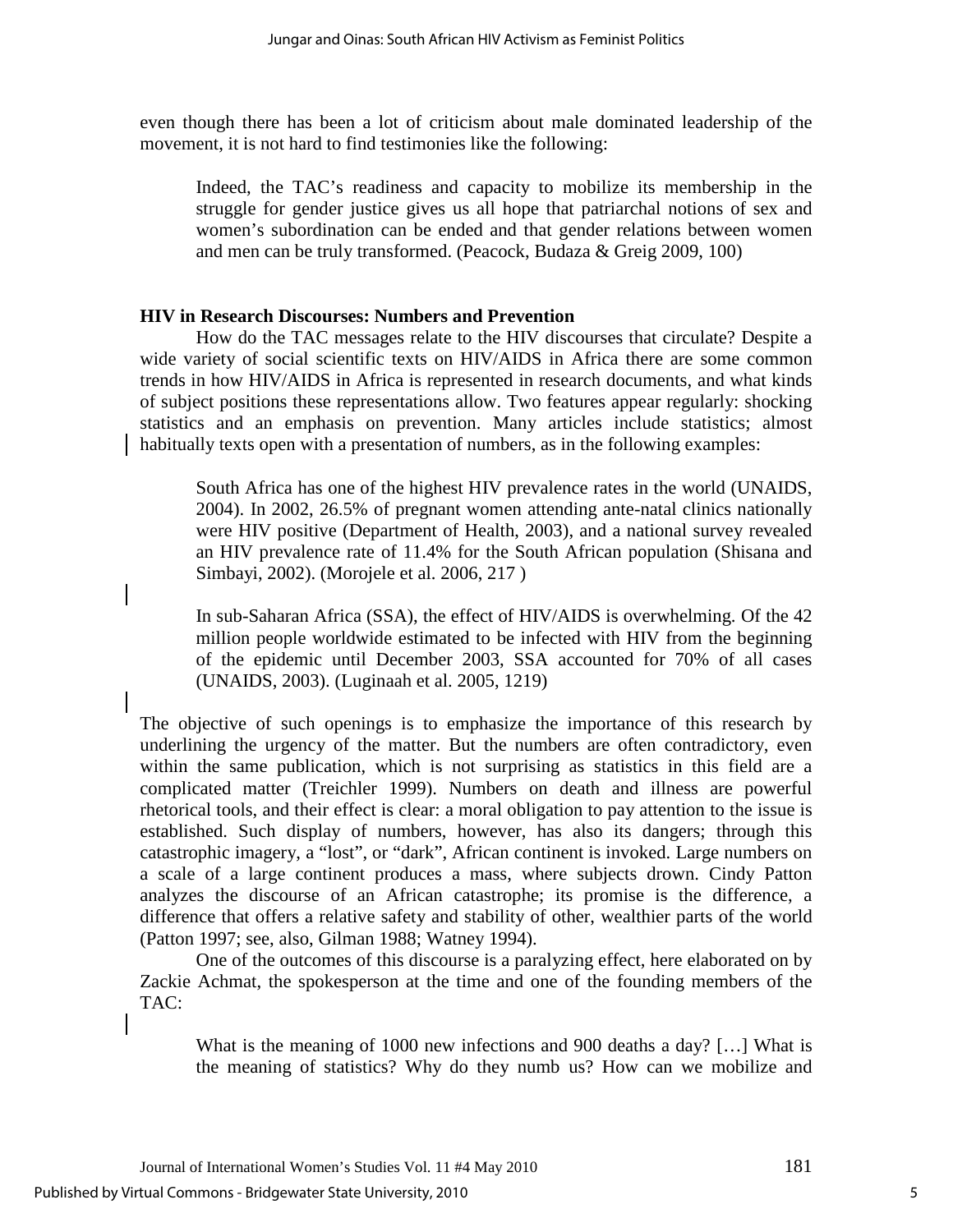even though there has been a lot of criticism about male dominated leadership of the movement, it is not hard to find testimonies like the following:

> Indeed, the TAC's readiness and capacity to mobilize its membership in the struggle for gender justice gives us all hope that patriarchal notions of sex and women's subordination can be ended and that gender relations between women and men can be truly transformed. (Peacock, Budaza & Greig 2009, 100)

### HIV in Research Discourses: Numbers and Prevention

How do the TAC messages relate to the HIV discourses that circulate? Despite a wide variety of social scientific texts on HIV/AIDS in Africa there are some common trends in how HIV/AIDS in Africa is represented in research documents, and what kinds of subject positions these representations allow. Two features appear regularly: shocking statistics and an emphasis on prevention. Many articles include statistics; almost habitually texts open with a presentation of numbers, as in the following examples:

> South Africa has one of the highest HIV prevalence rates in the world (UNAIDS, 2004). In 2002, 26.5% of pregnant women attending ante-natal clinics nationally were HIV positive (Department of Health, 2003), and a national survey revealed an HIV prevalence rate of 11.4% for the South African population (Shisana and Simbayi, 2002). (Morojele et al. 2006, 217 )

> In sub-Saharan Africa (SSA), the effect of HIV/AIDS is overwhelming. Of the 42 million people worldwide estimated to be infected with HIV from the beginning of the epidemic until December 2003, SSA accounted for 70% of all cases (UNAIDS, 2003). (Luginaah et al. 2005, 1219)

The objective of such openings is to emphasize the importance of this research by underlining the urgency of the matter. But the numbers are often contradictory, even within the same publication, which is not surprising as statistics in this field are a complicated matter (Treichler 1999). Numbers on death and illness are powerful rhetorical tools, and their effect is clear: a moral obligation to pay attention to the issue is established. Such display of numbers, however, has also its dangers; through this catastrophic imagery, a "lost", or "dark", African continent is invoked. Large numbers on a scale of a large continent produces a mass, where subjects drown. Cindy Patton analyzes the discourse of an African catastrophe; its promise is the difference, a difference that offers a relative safety and stability of other, wealthier parts of the world (Patton 1997; see, also, Gilman 1988; Watney 1994).

One of the outcomes of this discourse is a paralyzing effect, here elaborated on by Zackie Achmat, the spokesperson at the time and one of the founding members of the TAC:

> What is the meaning of 1000 new infections and 900 deaths a day? […] What is the meaning of statistics? Why do they numb us? How can we mobilize and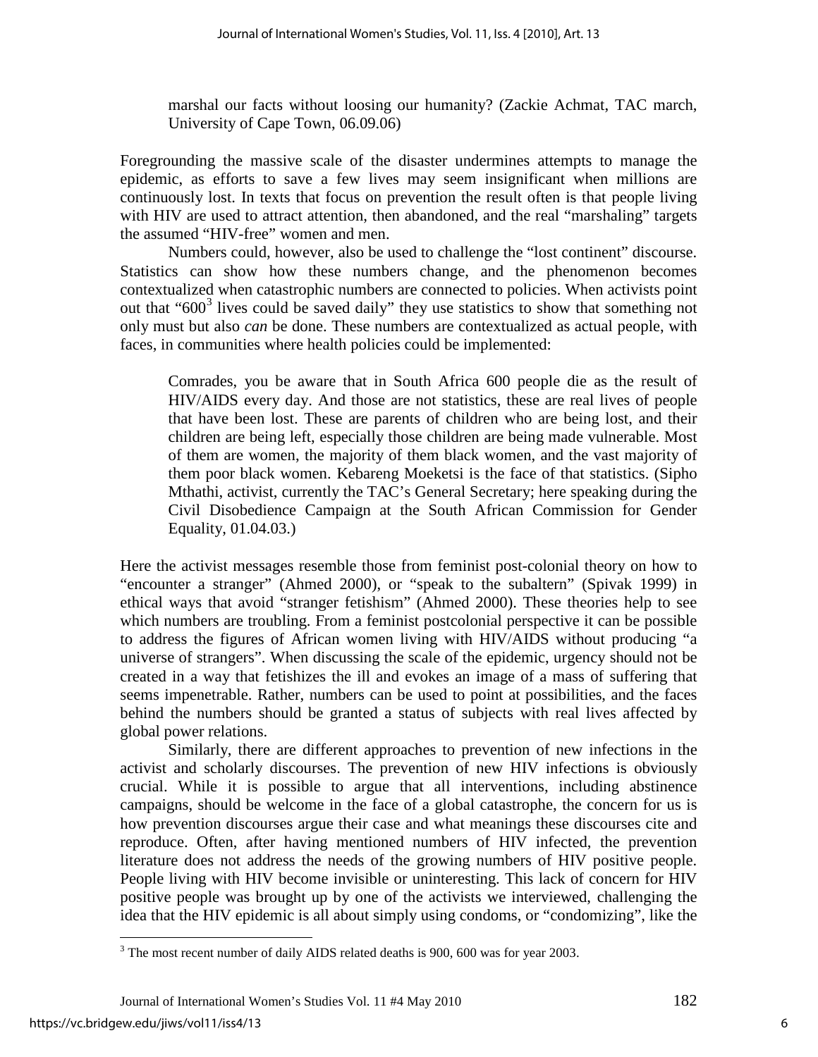> marshal our facts without loosing our humanity? (Zackie Achmat, TAC march, University of Cape Town, 06.09.06)

Foregrounding the massive scale of the disaster undermines attempts to manage the epidemic, as efforts to save a few lives may seem insignificant when millions are continuously lost. In texts that focus on prevention the result often is that people living with HIV are used to attract attention, then abandoned, and the real "marshaling" targets the assumed "HIV-free" women and men.

Numbers could, however, also be used to challenge the "lost continent" discourse. Statistics can show how these numbers change, and the phenomenon becomes contextualized when catastrophic numbers are connected to policies. When activists point out that "600[3] lives could be saved daily" they use statistics to show that something not only must but also *can* be done. These numbers are contextualized as actual people, with faces, in communities where health policies could be implemented:

> Comrades, you be aware that in South Africa 600 people die as the result of HIV/AIDS every day. And those are not statistics, these are real lives of people that have been lost. These are parents of children who are being lost, and their children are being left, especially those children are being made vulnerable. Most of them are women, the majority of them black women, and the vast majority of them poor black women. Kebareng Moeketsi is the face of that statistics. (Sipho Mthathi, activist, currently the TAC's General Secretary; here speaking during the Civil Disobedience Campaign at the South African Commission for Gender Equality, 01.04.03.)

Here the activist messages resemble those from feminist post-colonial theory on how to "encounter a stranger" (Ahmed 2000), or "speak to the subaltern" (Spivak 1999) in ethical ways that avoid "stranger fetishism" (Ahmed 2000). These theories help to see which numbers are troubling. From a feminist postcolonial perspective it can be possible to address the figures of African women living with HIV/AIDS without producing "a universe of strangers". When discussing the scale of the epidemic, urgency should not be created in a way that fetishizes the ill and evokes an image of a mass of suffering that seems impenetrable. Rather, numbers can be used to point at possibilities, and the faces behind the numbers should be granted a status of subjects with real lives affected by global power relations.

Similarly, there are different approaches to prevention of new infections in the activist and scholarly discourses. The prevention of new HIV infections is obviously crucial. While it is possible to argue that all interventions, including abstinence campaigns, should be welcome in the face of a global catastrophe, the concern for us is how prevention discourses argue their case and what meanings these discourses cite and reproduce. Often, after having mentioned numbers of HIV infected, the prevention literature does not address the needs of the growing numbers of HIV positive people. People living with HIV become invisible or uninteresting. This lack of concern for HIV positive people was brought up by one of the activists we interviewed, challenging the idea that the HIV epidemic is all about simply using condoms, or "condomizing", like the

---

[3] The most recent number of daily AIDS related deaths is 900, 600 was for year 2003.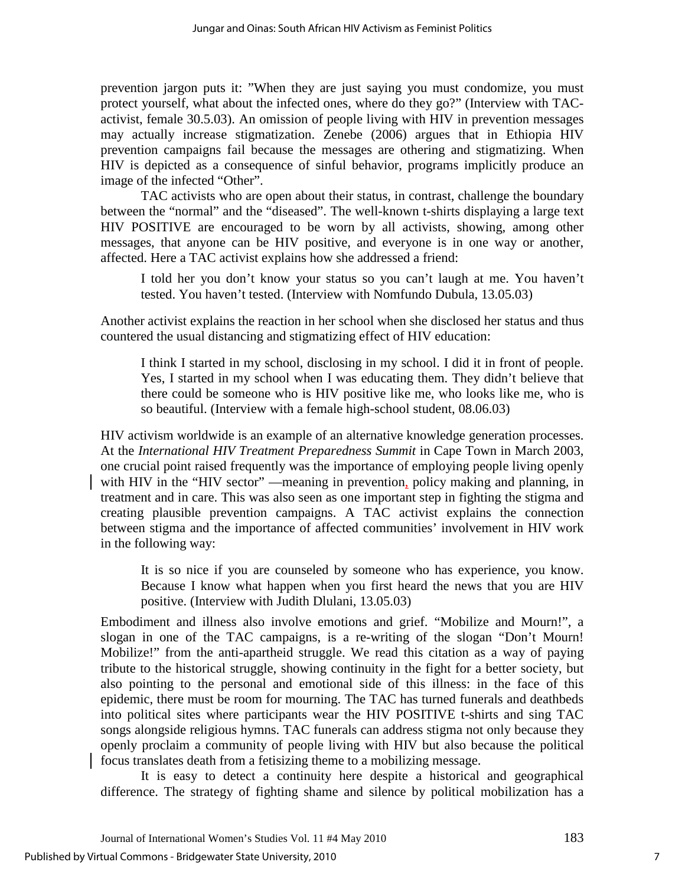prevention jargon puts it: "When they are just saying you must condomize, you must protect yourself, what about the infected ones, where do they go?" (Interview with TAC-activist, female 30.5.03). An omission of people living with HIV in prevention messages may actually increase stigmatization. Zenebe (2006) argues that in Ethiopia HIV prevention campaigns fail because the messages are othering and stigmatizing. When HIV is depicted as a consequence of sinful behavior, programs implicitly produce an image of the infected "Other".

TAC activists who are open about their status, in contrast, challenge the boundary between the "normal" and the "diseased". The well-known t-shirts displaying a large text HIV POSITIVE are encouraged to be worn by all activists, showing, among other messages, that anyone can be HIV positive, and everyone is in one way or another, affected. Here a TAC activist explains how she addressed a friend:

> I told her you don't know your status so you can't laugh at me. You haven't tested. You haven't tested. (Interview with Nomfundo Dubula, 13.05.03)

Another activist explains the reaction in her school when she disclosed her status and thus countered the usual distancing and stigmatizing effect of HIV education:

> I think I started in my school, disclosing in my school. I did it in front of people. Yes, I started in my school when I was educating them. They didn't believe that there could be someone who is HIV positive like me, who looks like me, who is so beautiful. (Interview with a female high-school student, 08.06.03)

HIV activism worldwide is an example of an alternative knowledge generation processes. At the *International HIV Treatment Preparedness Summit* in Cape Town in March 2003, one crucial point raised frequently was the importance of employing people living openly with HIV in the "HIV sector" —meaning in prevention, policy making and planning, in treatment and in care. This was also seen as one important step in fighting the stigma and creating plausible prevention campaigns. A TAC activist explains the connection between stigma and the importance of affected communities' involvement in HIV work in the following way:

> It is so nice if you are counseled by someone who has experience, you know. Because I know what happen when you first heard the news that you are HIV positive. (Interview with Judith Dlulani, 13.05.03)

Embodiment and illness also involve emotions and grief. "Mobilize and Mourn!", a slogan in one of the TAC campaigns, is a re-writing of the slogan "Don't Mourn! Mobilize!" from the anti-apartheid struggle. We read this citation as a way of paying tribute to the historical struggle, showing continuity in the fight for a better society, but also pointing to the personal and emotional side of this illness: in the face of this epidemic, there must be room for mourning. The TAC has turned funerals and deathbeds into political sites where participants wear the HIV POSITIVE t-shirts and sing TAC songs alongside religious hymns. TAC funerals can address stigma not only because they openly proclaim a community of people living with HIV but also because the political focus translates death from a fetisizing theme to a mobilizing message.

It is easy to detect a continuity here despite a historical and geographical difference. The strategy of fighting shame and silence by political mobilization has a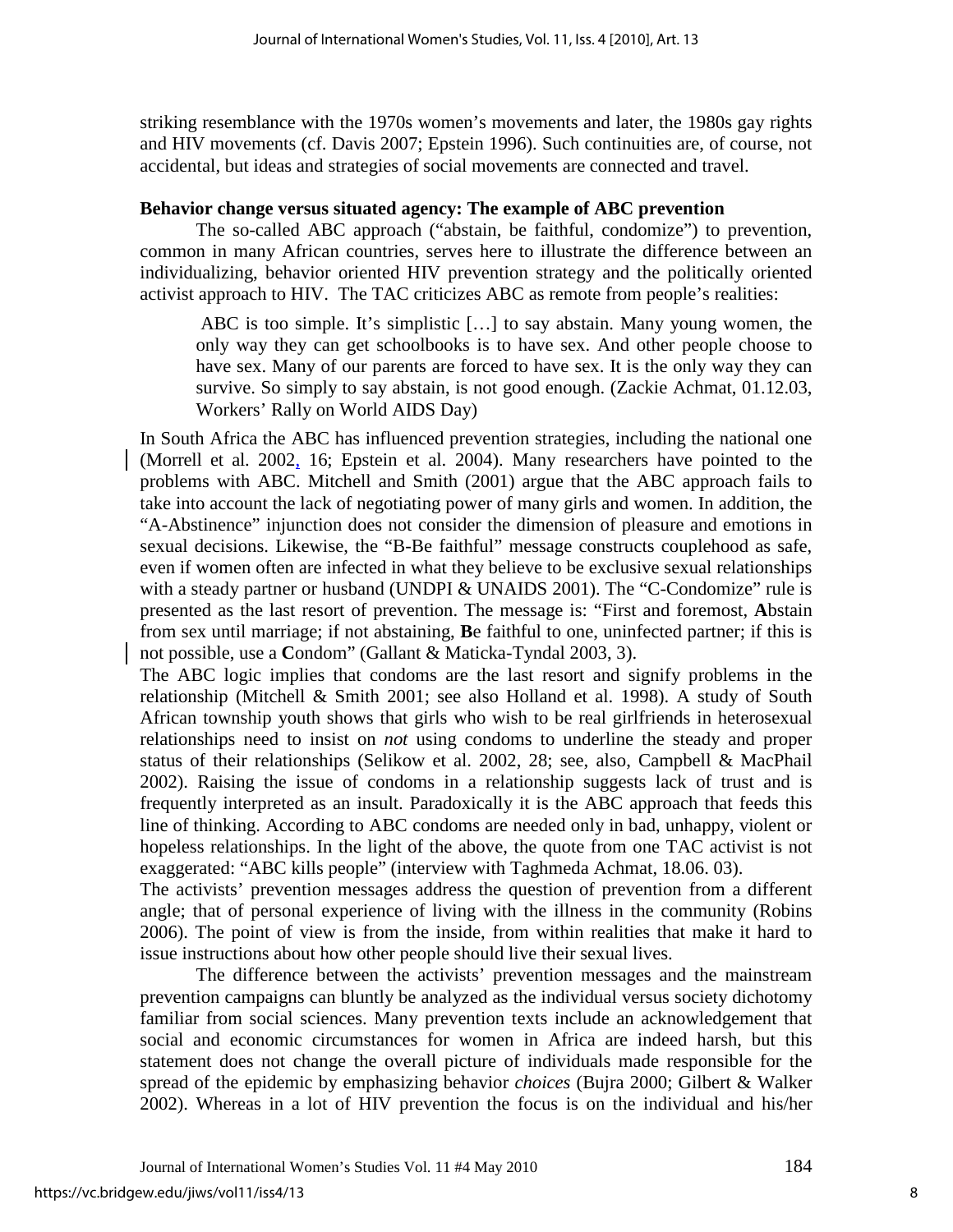striking resemblance with the 1970s women's movements and later, the 1980s gay rights and HIV movements (cf. Davis 2007; Epstein 1996). Such continuities are, of course, not accidental, but ideas and strategies of social movements are connected and travel.

**Behavior change versus situated agency: The example of ABC prevention**

The so-called ABC approach ("abstain, be faithful, condomize") to prevention, common in many African countries, serves here to illustrate the difference between an individualizing, behavior oriented HIV prevention strategy and the politically oriented activist approach to HIV. The TAC criticizes ABC as remote from people's realities:

> ABC is too simple. It's simplistic […] to say abstain. Many young women, the only way they can get schoolbooks is to have sex. And other people choose to have sex. Many of our parents are forced to have sex. It is the only way they can survive. So simply to say abstain, is not good enough. (Zackie Achmat, 01.12.03, Workers' Rally on World AIDS Day)

In South Africa the ABC has influenced prevention strategies, including the national one (Morrell et al. 2002, 16; Epstein et al. 2004). Many researchers have pointed to the problems with ABC. Mitchell and Smith (2001) argue that the ABC approach fails to take into account the lack of negotiating power of many girls and women. In addition, the "A-Abstinence" injunction does not consider the dimension of pleasure and emotions in sexual decisions. Likewise, the "B-Be faithful" message constructs couplehood as safe, even if women often are infected in what they believe to be exclusive sexual relationships with a steady partner or husband (UNDPI & UNAIDS 2001). The "C-Condomize" rule is presented as the last resort of prevention. The message is: "First and foremost, **A**bstain from sex until marriage; if not abstaining, **B**e faithful to one, uninfected partner; if this is not possible, use a **C**ondom" (Gallant & Maticka-Tyndal 2003, 3).

The ABC logic implies that condoms are the last resort and signify problems in the relationship (Mitchell & Smith 2001; see also Holland et al. 1998). A study of South African township youth shows that girls who wish to be real girlfriends in heterosexual relationships need to insist on *not* using condoms to underline the steady and proper status of their relationships (Selikow et al. 2002, 28; see, also, Campbell & MacPhail 2002). Raising the issue of condoms in a relationship suggests lack of trust and is frequently interpreted as an insult. Paradoxically it is the ABC approach that feeds this line of thinking. According to ABC condoms are needed only in bad, unhappy, violent or hopeless relationships. In the light of the above, the quote from one TAC activist is not exaggerated: "ABC kills people" (interview with Taghmeda Achmat, 18.06. 03).

The activists' prevention messages address the question of prevention from a different angle; that of personal experience of living with the illness in the community (Robins 2006). The point of view is from the inside, from within realities that make it hard to issue instructions about how other people should live their sexual lives.

The difference between the activists' prevention messages and the mainstream prevention campaigns can bluntly be analyzed as the individual versus society dichotomy familiar from social sciences. Many prevention texts include an acknowledgement that social and economic circumstances for women in Africa are indeed harsh, but this statement does not change the overall picture of individuals made responsible for the spread of the epidemic by emphasizing behavior *choices* (Bujra 2000; Gilbert & Walker 2002). Whereas in a lot of HIV prevention the focus is on the individual and his/her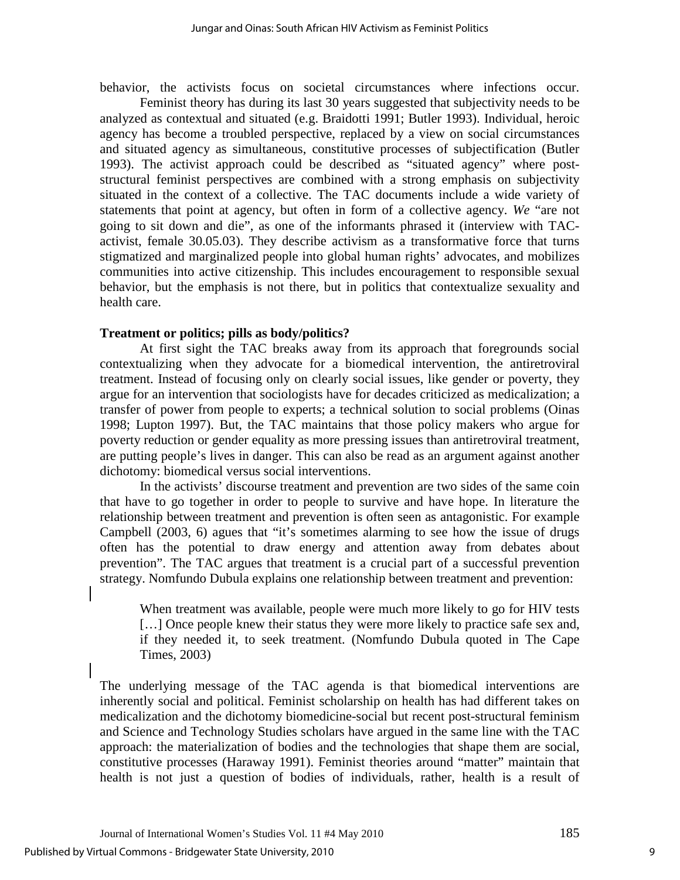behavior, the activists focus on societal circumstances where infections occur.

Feminist theory has during its last 30 years suggested that subjectivity needs to be analyzed as contextual and situated (e.g. Braidotti 1991; Butler 1993). Individual, heroic agency has become a troubled perspective, replaced by a view on social circumstances and situated agency as simultaneous, constitutive processes of subjectification (Butler 1993). The activist approach could be described as "situated agency" where post-structural feminist perspectives are combined with a strong emphasis on subjectivity situated in the context of a collective. The TAC documents include a wide variety of statements that point at agency, but often in form of a collective agency. *We* "are not going to sit down and die", as one of the informants phrased it (interview with TAC-activist, female 30.05.03). They describe activism as a transformative force that turns stigmatized and marginalized people into global human rights' advocates, and mobilizes communities into active citizenship. This includes encouragement to responsible sexual behavior, but the emphasis is not there, but in politics that contextualize sexuality and health care.

**Treatment or politics; pills as body/politics?**

At first sight the TAC breaks away from its approach that foregrounds social contextualizing when they advocate for a biomedical intervention, the antiretroviral treatment. Instead of focusing only on clearly social issues, like gender or poverty, they argue for an intervention that sociologists have for decades criticized as medicalization; a transfer of power from people to experts; a technical solution to social problems (Oinas 1998; Lupton 1997). But, the TAC maintains that those policy makers who argue for poverty reduction or gender equality as more pressing issues than antiretroviral treatment, are putting people's lives in danger. This can also be read as an argument against another dichotomy: biomedical versus social interventions.

In the activists' discourse treatment and prevention are two sides of the same coin that have to go together in order to people to survive and have hope. In literature the relationship between treatment and prevention is often seen as antagonistic. For example Campbell (2003, 6) agues that "it's sometimes alarming to see how the issue of drugs often has the potential to draw energy and attention away from debates about prevention". The TAC argues that treatment is a crucial part of a successful prevention strategy. Nomfundo Dubula explains one relationship between treatment and prevention:

> When treatment was available, people were much more likely to go for HIV tests […] Once people knew their status they were more likely to practice safe sex and, if they needed it, to seek treatment. (Nomfundo Dubula quoted in The Cape Times, 2003)

The underlying message of the TAC agenda is that biomedical interventions are inherently social and political. Feminist scholarship on health has had different takes on medicalization and the dichotomy biomedicine-social but recent post-structural feminism and Science and Technology Studies scholars have argued in the same line with the TAC approach: the materialization of bodies and the technologies that shape them are social, constitutive processes (Haraway 1991). Feminist theories around "matter" maintain that health is not just a question of bodies of individuals, rather, health is a result of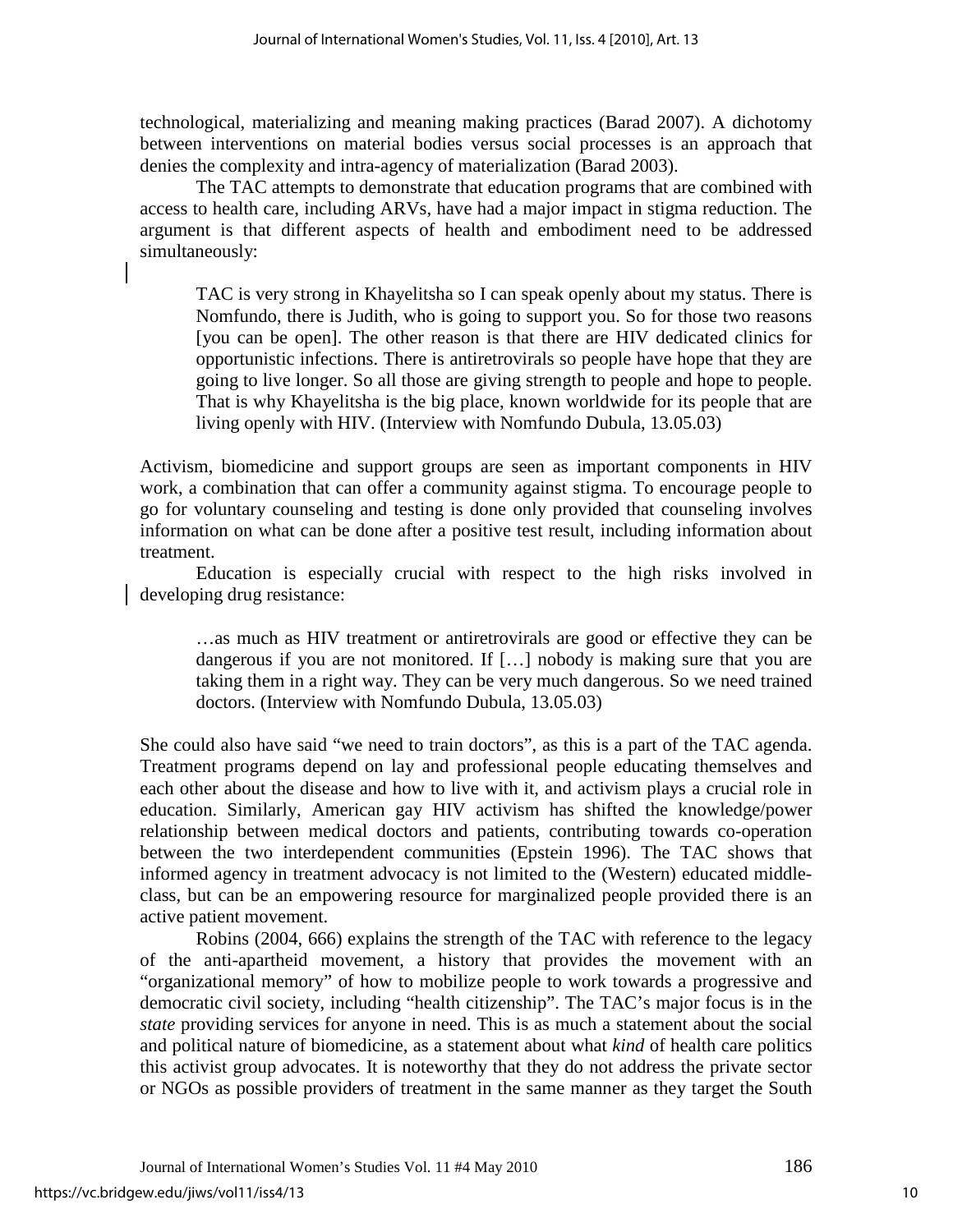technological, materializing and meaning making practices (Barad 2007). A dichotomy between interventions on material bodies versus social processes is an approach that denies the complexity and intra-agency of materialization (Barad 2003).

The TAC attempts to demonstrate that education programs that are combined with access to health care, including ARVs, have had a major impact in stigma reduction. The argument is that different aspects of health and embodiment need to be addressed simultaneously:

> TAC is very strong in Khayelitsha so I can speak openly about my status. There is Nomfundo, there is Judith, who is going to support you. So for those two reasons [you can be open]. The other reason is that there are HIV dedicated clinics for opportunistic infections. There is antiretrovirals so people have hope that they are going to live longer. So all those are giving strength to people and hope to people. That is why Khayelitsha is the big place, known worldwide for its people that are living openly with HIV. (Interview with Nomfundo Dubula, 13.05.03)

Activism, biomedicine and support groups are seen as important components in HIV work, a combination that can offer a community against stigma. To encourage people to go for voluntary counseling and testing is done only provided that counseling involves information on what can be done after a positive test result, including information about treatment.

Education is especially crucial with respect to the high risks involved in developing drug resistance:

> …as much as HIV treatment or antiretrovirals are good or effective they can be dangerous if you are not monitored. If […] nobody is making sure that you are taking them in a right way. They can be very much dangerous. So we need trained doctors. (Interview with Nomfundo Dubula, 13.05.03)

She could also have said "we need to train doctors", as this is a part of the TAC agenda. Treatment programs depend on lay and professional people educating themselves and each other about the disease and how to live with it, and activism plays a crucial role in education. Similarly, American gay HIV activism has shifted the knowledge/power relationship between medical doctors and patients, contributing towards co-operation between the two interdependent communities (Epstein 1996). The TAC shows that informed agency in treatment advocacy is not limited to the (Western) educated middle-class, but can be an empowering resource for marginalized people provided there is an active patient movement.

Robins (2004, 666) explains the strength of the TAC with reference to the legacy of the anti-apartheid movement, a history that provides the movement with an "organizational memory" of how to mobilize people to work towards a progressive and democratic civil society, including "health citizenship". The TAC's major focus is in the *state* providing services for anyone in need. This is as much a statement about the social and political nature of biomedicine, as a statement about what *kind* of health care politics this activist group advocates. It is noteworthy that they do not address the private sector or NGOs as possible providers of treatment in the same manner as they target the South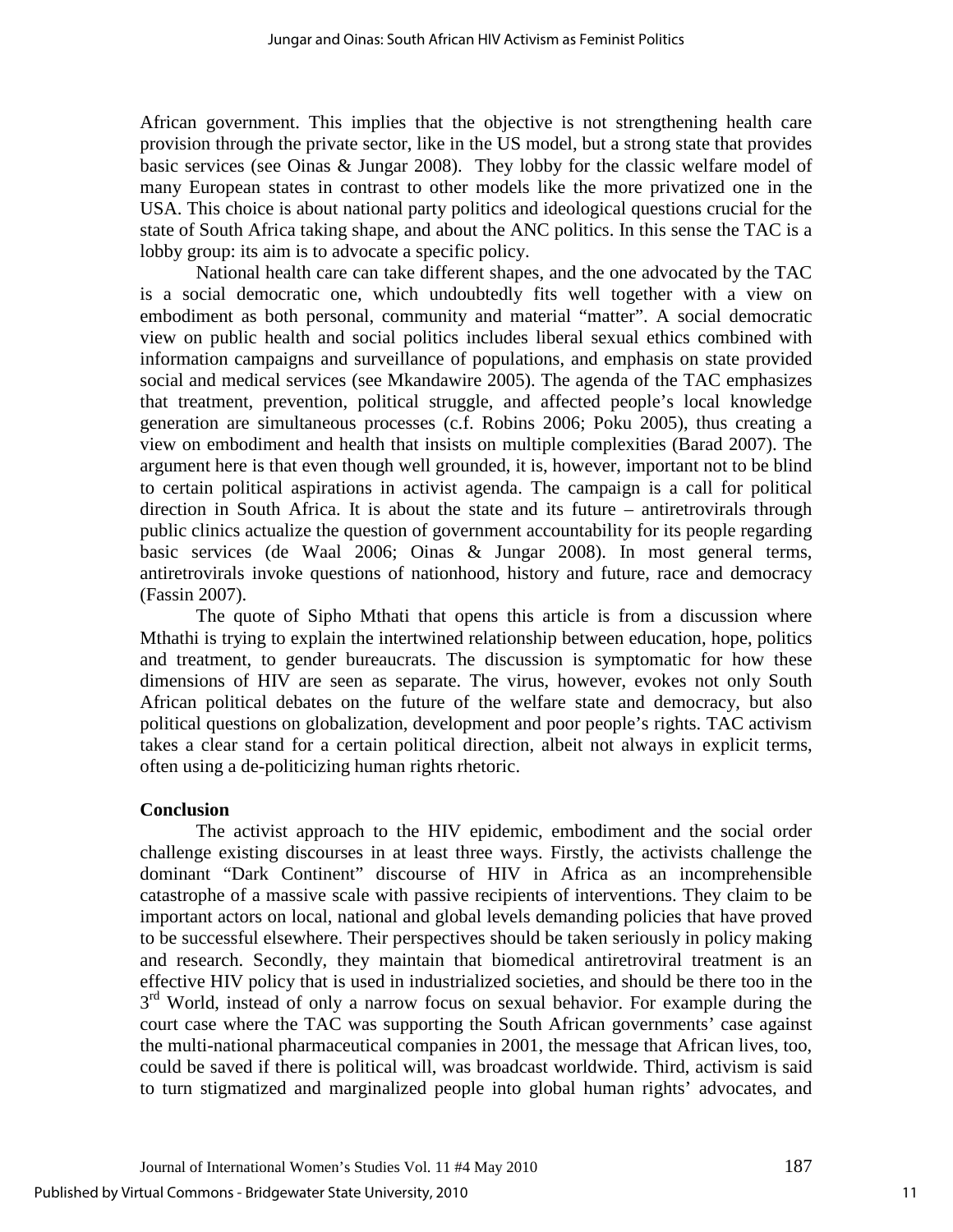African government. This implies that the objective is not strengthening health care provision through the private sector, like in the US model, but a strong state that provides basic services (see Oinas & Jungar 2008). They lobby for the classic welfare model of many European states in contrast to other models like the more privatized one in the USA. This choice is about national party politics and ideological questions crucial for the state of South Africa taking shape, and about the ANC politics. In this sense the TAC is a lobby group: its aim is to advocate a specific policy.

National health care can take different shapes, and the one advocated by the TAC is a social democratic one, which undoubtedly fits well together with a view on embodiment as both personal, community and material "matter". A social democratic view on public health and social politics includes liberal sexual ethics combined with information campaigns and surveillance of populations, and emphasis on state provided social and medical services (see Mkandawire 2005). The agenda of the TAC emphasizes that treatment, prevention, political struggle, and affected people's local knowledge generation are simultaneous processes (c.f. Robins 2006; Poku 2005), thus creating a view on embodiment and health that insists on multiple complexities (Barad 2007). The argument here is that even though well grounded, it is, however, important not to be blind to certain political aspirations in activist agenda. The campaign is a call for political direction in South Africa. It is about the state and its future – antiretrovirals through public clinics actualize the question of government accountability for its people regarding basic services (de Waal 2006; Oinas & Jungar 2008). In most general terms, antiretrovirals invoke questions of nationhood, history and future, race and democracy (Fassin 2007).

The quote of Sipho Mthati that opens this article is from a discussion where Mthathi is trying to explain the intertwined relationship between education, hope, politics and treatment, to gender bureaucrats. The discussion is symptomatic for how these dimensions of HIV are seen as separate. The virus, however, evokes not only South African political debates on the future of the welfare state and democracy, but also political questions on globalization, development and poor people's rights. TAC activism takes a clear stand for a certain political direction, albeit not always in explicit terms, often using a de-politicizing human rights rhetoric.

## Conclusion

The activist approach to the HIV epidemic, embodiment and the social order challenge existing discourses in at least three ways. Firstly, the activists challenge the dominant "Dark Continent" discourse of HIV in Africa as an incomprehensible catastrophe of a massive scale with passive recipients of interventions. They claim to be important actors on local, national and global levels demanding policies that have proved to be successful elsewhere. Their perspectives should be taken seriously in policy making and research. Secondly, they maintain that biomedical antiretroviral treatment is an effective HIV policy that is used in industrialized societies, and should be there too in the 3rd World, instead of only a narrow focus on sexual behavior. For example during the court case where the TAC was supporting the South African governments' case against the multi-national pharmaceutical companies in 2001, the message that African lives, too, could be saved if there is political will, was broadcast worldwide. Third, activism is said to turn stigmatized and marginalized people into global human rights' advocates, and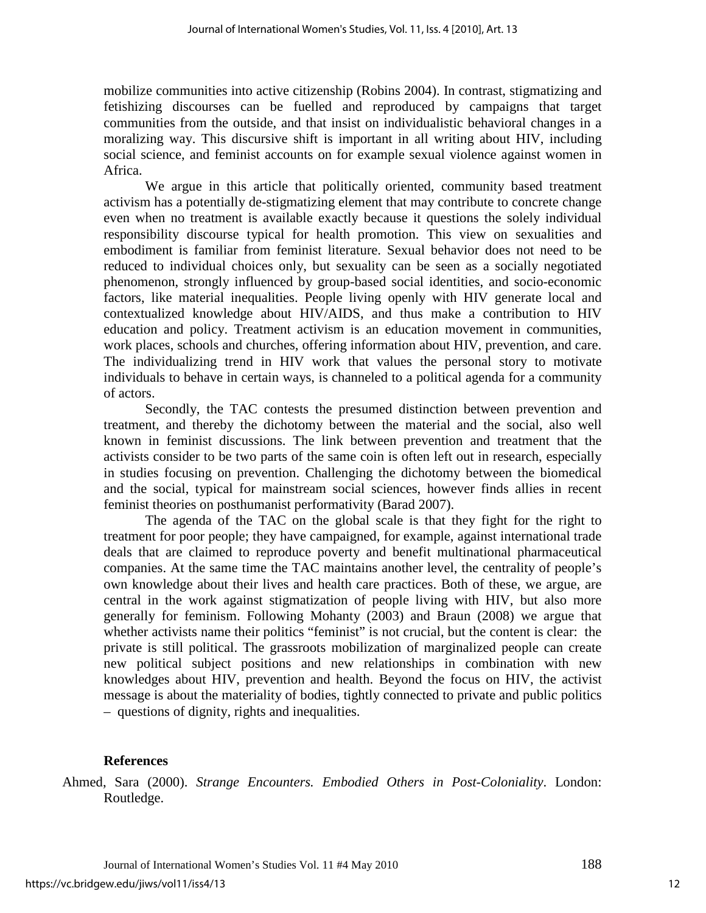mobilize communities into active citizenship (Robins 2004). In contrast, stigmatizing and fetishizing discourses can be fuelled and reproduced by campaigns that target communities from the outside, and that insist on individualistic behavioral changes in a moralizing way. This discursive shift is important in all writing about HIV, including social science, and feminist accounts on for example sexual violence against women in Africa.

We argue in this article that politically oriented, community based treatment activism has a potentially de-stigmatizing element that may contribute to concrete change even when no treatment is available exactly because it questions the solely individual responsibility discourse typical for health promotion. This view on sexualities and embodiment is familiar from feminist literature. Sexual behavior does not need to be reduced to individual choices only, but sexuality can be seen as a socially negotiated phenomenon, strongly influenced by group-based social identities, and socio-economic factors, like material inequalities. People living openly with HIV generate local and contextualized knowledge about HIV/AIDS, and thus make a contribution to HIV education and policy. Treatment activism is an education movement in communities, work places, schools and churches, offering information about HIV, prevention, and care. The individualizing trend in HIV work that values the personal story to motivate individuals to behave in certain ways, is channeled to a political agenda for a community of actors.

Secondly, the TAC contests the presumed distinction between prevention and treatment, and thereby the dichotomy between the material and the social, also well known in feminist discussions. The link between prevention and treatment that the activists consider to be two parts of the same coin is often left out in research, especially in studies focusing on prevention. Challenging the dichotomy between the biomedical and the social, typical for mainstream social sciences, however finds allies in recent feminist theories on posthumanist performativity (Barad 2007).

The agenda of the TAC on the global scale is that they fight for the right to treatment for poor people; they have campaigned, for example, against international trade deals that are claimed to reproduce poverty and benefit multinational pharmaceutical companies. At the same time the TAC maintains another level, the centrality of people's own knowledge about their lives and health care practices. Both of these, we argue, are central in the work against stigmatization of people living with HIV, but also more generally for feminism. Following Mohanty (2003) and Braun (2008) we argue that whether activists name their politics "feminist" is not crucial, but the content is clear: the private is still political. The grassroots mobilization of marginalized people can create new political subject positions and new relationships in combination with new knowledges about HIV, prevention and health. Beyond the focus on HIV, the activist message is about the materiality of bodies, tightly connected to private and public politics – questions of dignity, rights and inequalities.

## References

Ahmed, Sara (2000). *Strange Encounters. Embodied Others in Post-Coloniality*. London: Routledge.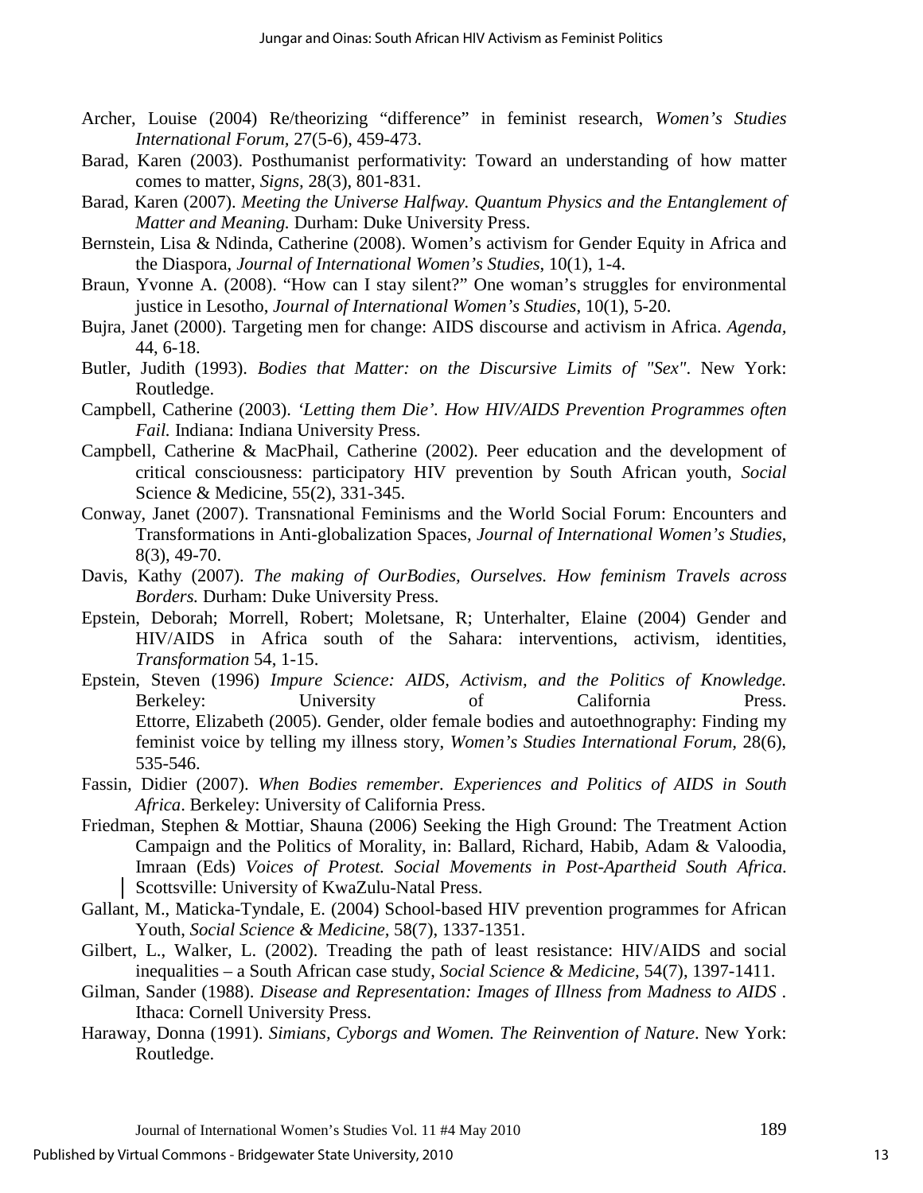Archer, Louise (2004) Re/theorizing "difference" in feminist research, *Women's Studies International Forum*, 27(5-6), 459-473.

Barad, Karen (2003). Posthumanist performativity: Toward an understanding of how matter comes to matter, *Signs*, 28(3), 801-831.

Barad, Karen (2007). *Meeting the Universe Halfway. Quantum Physics and the Entanglement of Matter and Meaning.* Durham: Duke University Press.

Bernstein, Lisa & Ndinda, Catherine (2008). Women's activism for Gender Equity in Africa and the Diaspora, *Journal of International Women's Studies*, 10(1), 1-4.

Braun, Yvonne A. (2008). "How can I stay silent?" One woman's struggles for environmental justice in Lesotho, *Journal of International Women's Studies*, 10(1), 5-20.

Bujra, Janet (2000). Targeting men for change: AIDS discourse and activism in Africa. *Agenda*, 44, 6-18.

Butler, Judith (1993). *Bodies that Matter: on the Discursive Limits of "Sex"*. New York: Routledge.

Campbell, Catherine (2003). *'Letting them Die'. How HIV/AIDS Prevention Programmes often Fail.* Indiana: Indiana University Press.

Campbell, Catherine & MacPhail, Catherine (2002). Peer education and the development of critical consciousness: participatory HIV prevention by South African youth, *Social* Science & Medicine, 55(2), 331-345.

Conway, Janet (2007). Transnational Feminisms and the World Social Forum: Encounters and Transformations in Anti-globalization Spaces, *Journal of International Women's Studies*, 8(3), 49-70.

Davis, Kathy (2007). *The making of OurBodies, Ourselves. How feminism Travels across Borders.* Durham: Duke University Press.

Epstein, Deborah; Morrell, Robert; Moletsane, R; Unterhalter, Elaine (2004) Gender and HIV/AIDS in Africa south of the Sahara: interventions, activism, identities, *Transformation* 54, 1-15.

Epstein, Steven (1996) *Impure Science: AIDS, Activism, and the Politics of Knowledge.* Berkeley: University of California Press.

Ettorre, Elizabeth (2005). Gender, older female bodies and autoethnography: Finding my feminist voice by telling my illness story, *Women's Studies International Forum*, 28(6), 535-546.

Fassin, Didier (2007). *When Bodies remember. Experiences and Politics of AIDS in South Africa*. Berkeley: University of California Press.

Friedman, Stephen & Mottiar, Shauna (2006) Seeking the High Ground: The Treatment Action Campaign and the Politics of Morality, in: Ballard, Richard, Habib, Adam & Valoodia, Imraan (Eds) *Voices of Protest. Social Movements in Post-Apartheid South Africa.* Scottsville: University of KwaZulu-Natal Press.

Gallant, M., Maticka-Tyndale, E. (2004) School-based HIV prevention programmes for African Youth, *Social Science & Medicine*, 58(7), 1337-1351.

Gilbert, L., Walker, L. (2002). Treading the path of least resistance: HIV/AIDS and social inequalities – a South African case study, *Social Science & Medicine*, 54(7), 1397-1411.

Gilman, Sander (1988). *Disease and Representation: Images of Illness from Madness to AIDS* . Ithaca: Cornell University Press.

Haraway, Donna (1991). *Simians, Cyborgs and Women. The Reinvention of Nature*. New York: Routledge.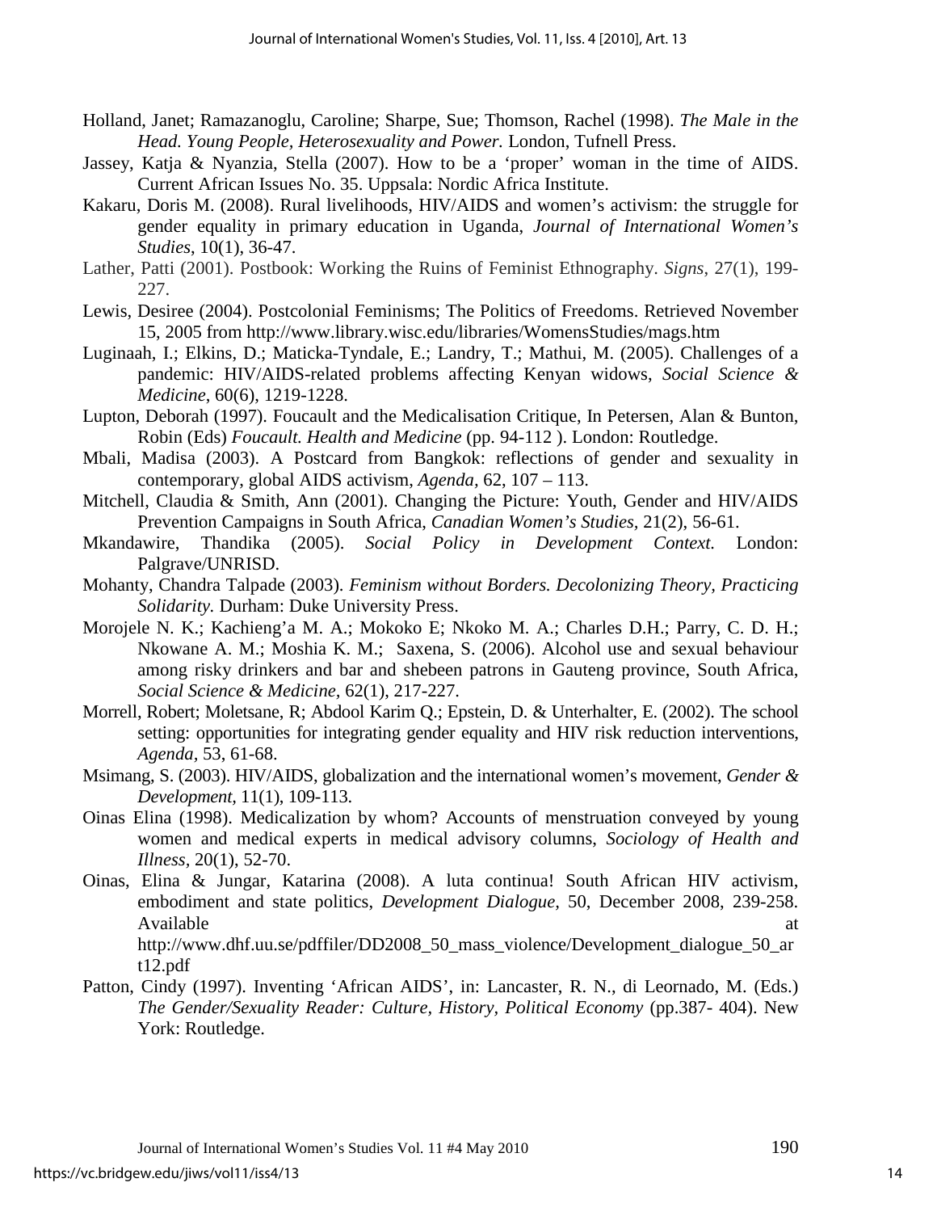Holland, Janet; Ramazanoglu, Caroline; Sharpe, Sue; Thomson, Rachel (1998). *The Male in the Head. Young People, Heterosexuality and Power.* London, Tufnell Press.

Jassey, Katja & Nyanzia, Stella (2007). How to be a 'proper' woman in the time of AIDS. Current African Issues No. 35. Uppsala: Nordic Africa Institute.

Kakaru, Doris M. (2008). Rural livelihoods, HIV/AIDS and women's activism: the struggle for gender equality in primary education in Uganda, *Journal of International Women's Studies*, 10(1), 36-47.

Lather, Patti (2001). Postbook: Working the Ruins of Feminist Ethnography. *Signs*, 27(1), 199-227.

Lewis, Desiree (2004). Postcolonial Feminisms; The Politics of Freedoms. Retrieved November 15, 2005 from http://www.library.wisc.edu/libraries/WomensStudies/mags.htm

Luginaah, I.; Elkins, D.; Maticka-Tyndale, E.; Landry, T.; Mathui, M. (2005). Challenges of a pandemic: HIV/AIDS-related problems affecting Kenyan widows, *Social Science & Medicine*, 60(6), 1219-1228.

Lupton, Deborah (1997). Foucault and the Medicalisation Critique, In Petersen, Alan & Bunton, Robin (Eds) *Foucault. Health and Medicine* (pp. 94-112 ). London: Routledge.

Mbali, Madisa (2003). A Postcard from Bangkok: reflections of gender and sexuality in contemporary, global AIDS activism, *Agenda*, 62, 107 – 113.

Mitchell, Claudia & Smith, Ann (2001). Changing the Picture: Youth, Gender and HIV/AIDS Prevention Campaigns in South Africa, *Canadian Women's Studies*, 21(2), 56-61.

Mkandawire, Thandika (2005). *Social Policy in Development Context.* London: Palgrave/UNRISD.

Mohanty, Chandra Talpade (2003). *Feminism without Borders. Decolonizing Theory, Practicing Solidarity.* Durham: Duke University Press.

Morojele N. K.; Kachieng'a M. A.; Mokoko E; Nkoko M. A.; Charles D.H.; Parry, C. D. H.; Nkowane A. M.; Moshia K. M.; Saxena, S. (2006). Alcohol use and sexual behaviour among risky drinkers and bar and shebeen patrons in Gauteng province, South Africa, *Social Science & Medicine*, 62(1), 217-227.

Morrell, Robert; Moletsane, R; Abdool Karim Q.; Epstein, D. & Unterhalter, E. (2002). The school setting: opportunities for integrating gender equality and HIV risk reduction interventions, *Agenda*, 53, 61-68.

Msimang, S. (2003). HIV/AIDS, globalization and the international women's movement, *Gender & Development*, 11(1), 109-113.

Oinas Elina (1998). Medicalization by whom? Accounts of menstruation conveyed by young women and medical experts in medical advisory columns, *Sociology of Health and Illness*, 20(1), 52-70.

Oinas, Elina & Jungar, Katarina (2008). A luta continua! South African HIV activism, embodiment and state politics, *Development Dialogue*, 50, December 2008, 239-258. Available at http://www.dhf.uu.se/pdffiler/DD2008_50_mass_violence/Development_dialogue_50_art12.pdf

Patton, Cindy (1997). Inventing 'African AIDS', in: Lancaster, R. N., di Leornado, M. (Eds.) *The Gender/Sexuality Reader: Culture, History, Political Economy* (pp.387- 404). New York: Routledge.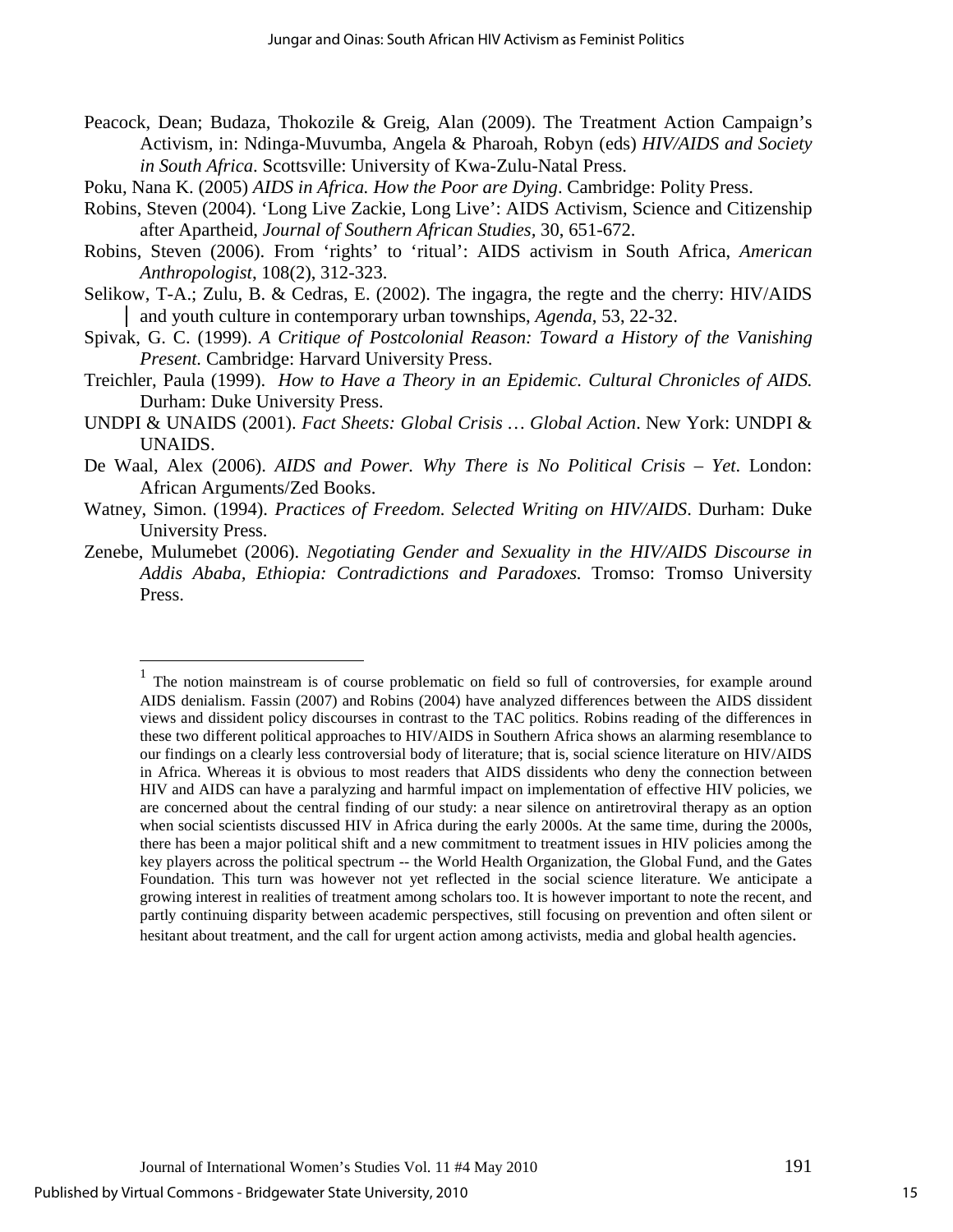Peacock, Dean; Budaza, Thokozile & Greig, Alan (2009). The Treatment Action Campaign's Activism, in: Ndinga-Muvumba, Angela & Pharoah, Robyn (eds) *HIV/AIDS and Society in South Africa*. Scottsville: University of Kwa-Zulu-Natal Press.

Poku, Nana K. (2005) *AIDS in Africa. How the Poor are Dying*. Cambridge: Polity Press.

Robins, Steven (2004). 'Long Live Zackie, Long Live': AIDS Activism, Science and Citizenship after Apartheid, *Journal of Southern African Studies*, 30, 651-672.

Robins, Steven (2006). From 'rights' to 'ritual': AIDS activism in South Africa, *American Anthropologist*, 108(2), 312-323.

Selikow, T-A.; Zulu, B. & Cedras, E. (2002). The ingagra, the regte and the cherry: HIV/AIDS and youth culture in contemporary urban townships, *Agenda*, 53, 22-32.

Spivak, G. C. (1999). *A Critique of Postcolonial Reason: Toward a History of the Vanishing Present.* Cambridge: Harvard University Press.

Treichler, Paula (1999). *How to Have a Theory in an Epidemic. Cultural Chronicles of AIDS.* Durham: Duke University Press.

UNDPI & UNAIDS (2001). *Fact Sheets: Global Crisis … Global Action*. New York: UNDPI & UNAIDS.

De Waal, Alex (2006). *AIDS and Power. Why There is No Political Crisis – Yet*. London: African Arguments/Zed Books.

Watney, Simon. (1994). *Practices of Freedom. Selected Writing on HIV/AIDS*. Durham: Duke University Press.

Zenebe, Mulumebet (2006). *Negotiating Gender and Sexuality in the HIV/AIDS Discourse in Addis Ababa, Ethiopia: Contradictions and Paradoxes.* Tromso: Tromso University Press.

---

[1] The notion mainstream is of course problematic on field so full of controversies, for example around AIDS denialism. Fassin (2007) and Robins (2004) have analyzed differences between the AIDS dissident views and dissident policy discourses in contrast to the TAC politics. Robins reading of the differences in these two different political approaches to HIV/AIDS in Southern Africa shows an alarming resemblance to our findings on a clearly less controversial body of literature; that is, social science literature on HIV/AIDS in Africa. Whereas it is obvious to most readers that AIDS dissidents who deny the connection between HIV and AIDS can have a paralyzing and harmful impact on implementation of effective HIV policies, we are concerned about the central finding of our study: a near silence on antiretroviral therapy as an option when social scientists discussed HIV in Africa during the early 2000s. At the same time, during the 2000s, there has been a major political shift and a new commitment to treatment issues in HIV policies among the key players across the political spectrum -- the World Health Organization, the Global Fund, and the Gates Foundation. This turn was however not yet reflected in the social science literature. We anticipate a growing interest in realities of treatment among scholars too. It is however important to note the recent, and partly continuing disparity between academic perspectives, still focusing on prevention and often silent or hesitant about treatment, and the call for urgent action among activists, media and global health agencies.